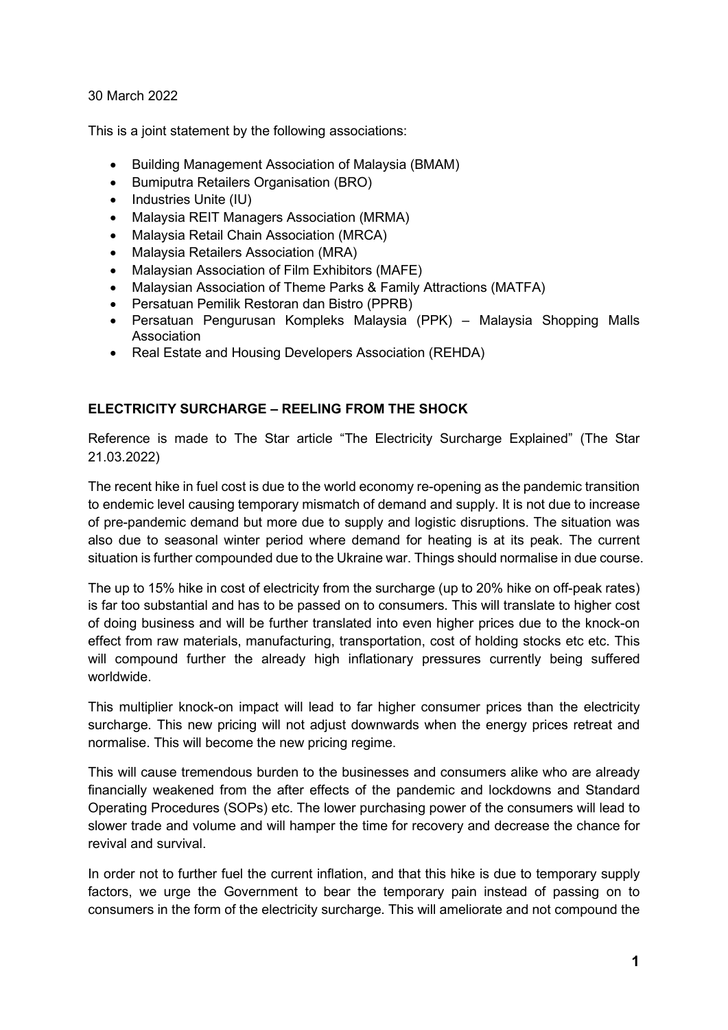30 March 2022

This is a joint statement by the following associations:

- Building Management Association of Malaysia (BMAM)
- Bumiputra Retailers Organisation (BRO)
- Industries Unite (IU)
- Malaysia REIT Managers Association (MRMA)
- Malaysia Retail Chain Association (MRCA)
- Malaysia Retailers Association (MRA)
- Malaysian Association of Film Exhibitors (MAFE)
- Malaysian Association of Theme Parks & Family Attractions (MATFA)
- Persatuan Pemilik Restoran dan Bistro (PPRB)
- Persatuan Pengurusan Kompleks Malaysia (PPK) – Malaysia Shopping Malls Association
- Real Estate and Housing Developers Association (REHDA)

## ELECTRICITY SURCHARGE – REELING FROM THE SHOCK

Reference is made to The Star article "The Electricity Surcharge Explained" (The Star 21.03.2022)

The recent hike in fuel cost is due to the world economy re-opening as the pandemic transition to endemic level causing temporary mismatch of demand and supply. It is not due to increase of pre-pandemic demand but more due to supply and logistic disruptions. The situation was also due to seasonal winter period where demand for heating is at its peak. The current situation is further compounded due to the Ukraine war. Things should normalise in due course.

The up to 15% hike in cost of electricity from the surcharge (up to 20% hike on off-peak rates) is far too substantial and has to be passed on to consumers. This will translate to higher cost of doing business and will be further translated into even higher prices due to the knock-on effect from raw materials, manufacturing, transportation, cost of holding stocks etc etc. This will compound further the already high inflationary pressures currently being suffered worldwide.

This multiplier knock-on impact will lead to far higher consumer prices than the electricity surcharge. This new pricing will not adjust downwards when the energy prices retreat and normalise. This will become the new pricing regime.

This will cause tremendous burden to the businesses and consumers alike who are already financially weakened from the after effects of the pandemic and lockdowns and Standard Operating Procedures (SOPs) etc. The lower purchasing power of the consumers will lead to slower trade and volume and will hamper the time for recovery and decrease the chance for revival and survival.

In order not to further fuel the current inflation, and that this hike is due to temporary supply factors, we urge the Government to bear the temporary pain instead of passing on to consumers in the form of the electricity surcharge. This will ameliorate and not compound the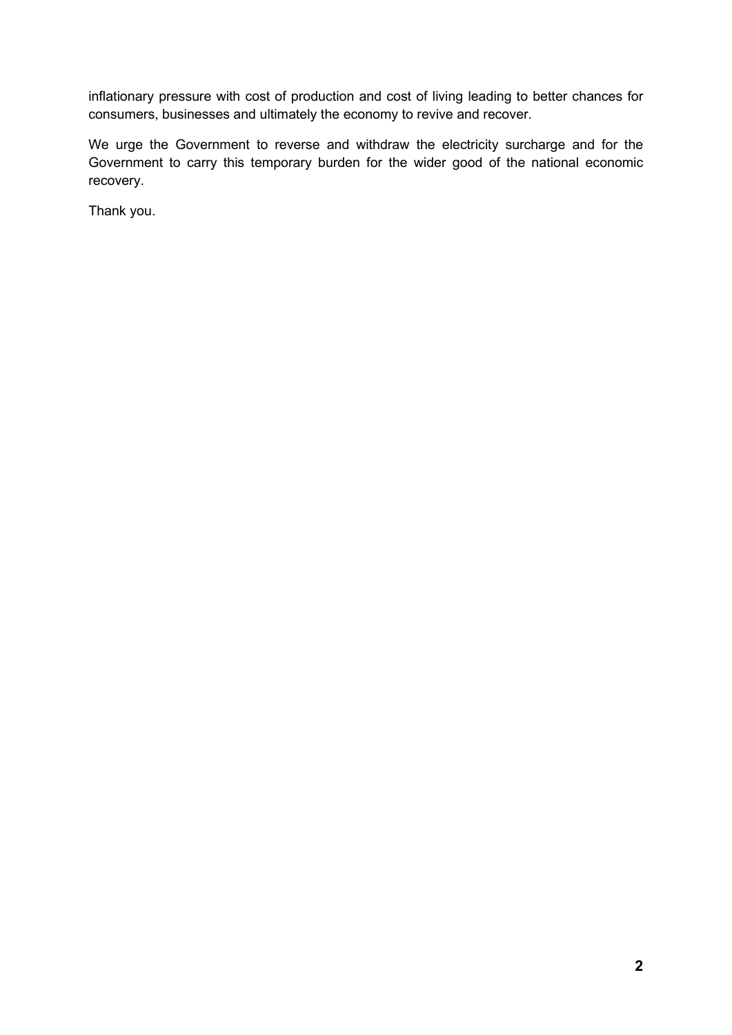inflationary pressure with cost of production and cost of living leading to better chances for consumers, businesses and ultimately the economy to revive and recover.

We urge the Government to reverse and withdraw the electricity surcharge and for the Government to carry this temporary burden for the wider good of the national economic recovery.

Thank you.